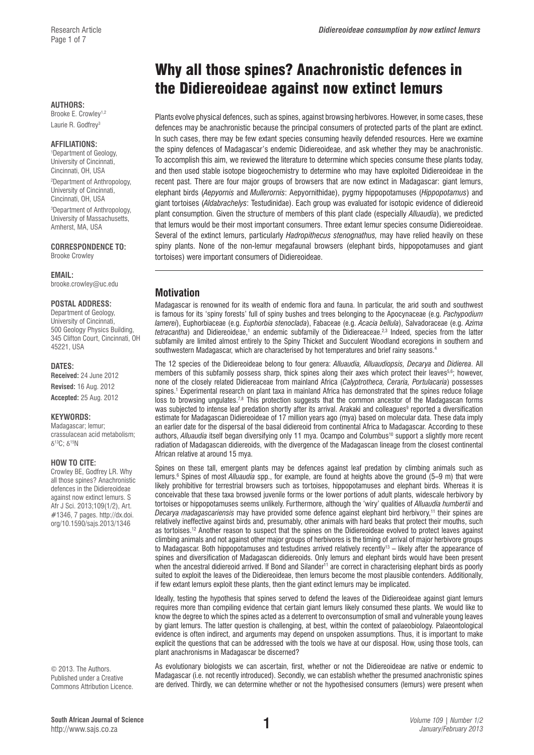# Why all those spines? Anachronistic defences in the Didiereoideae against now extinct lemurs

**AUTHORS:**
Brooke E. Crowley[1,2]
Laurie R. Godfrey[3]

**AFFILIATIONS:**
[1]Department of Geology, University of Cincinnati, Cincinnati, OH, USA
[2]Department of Anthropology, University of Cincinnati, Cincinnati, OH, USA
[3]Department of Anthropology, University of Massachusetts, Amherst, MA, USA

**CORRESPONDENCE TO:**
Brooke Crowley

**EMAIL:**
brooke.crowley@uc.edu

**POSTAL ADDRESS:**
Department of Geology, University of Cincinnati, 500 Geology Physics Building, 345 Clifton Court, Cincinnati, OH 45221, USA

**DATES:**
**Received:** 24 June 2012
**Revised:** 16 Aug. 2012
**Accepted:** 25 Aug. 2012

**KEYWORDS:**
Madagascar; lemur; crassulacean acid metabolism; $\delta^{13}C$; $\delta^{15}N$

**HOW TO CITE:**
Crowley BE, Godfrey LR. Why all those spines? Anachronistic defences in the Didiereoideae against now extinct lemurs. S Afr J Sci. 2013;109(1/2), Art. #1346, 7 pages. http://dx.doi.org/10.1590/sajs.2013/1346

© 2013. The Authors. Published under a Creative Commons Attribution Licence.

Plants evolve physical defences, such as spines, against browsing herbivores. However, in some cases, these defences may be anachronistic because the principal consumers of protected parts of the plant are extinct. In such cases, there may be few extant species consuming heavily defended resources. Here we examine the spiny defences of Madagascar's endemic Didiereoideae, and ask whether they may be anachronistic. To accomplish this aim, we reviewed the literature to determine which species consume these plants today, and then used stable isotope biogeochemistry to determine who may have exploited Didiereoideae in the recent past. There are four major groups of browsers that are now extinct in Madagascar: giant lemurs, elephant birds (*Aepyornis* and *Mullerornis*: Aepyornithidae), pygmy hippopotamuses (*Hippopotamus*) and giant tortoises (*Aldabrachelys*: Testudinidae). Each group was evaluated for isotopic evidence of didiereoid plant consumption. Given the structure of members of this plant clade (especially *Alluaudia*), we predicted that lemurs would be their most important consumers. Three extant lemur species consume Didiereoideae. Several of the extinct lemurs, particularly *Hadropithecus stenognathus,* may have relied heavily on these spiny plants. None of the non-lemur megafaunal browsers (elephant birds, hippopotamuses and giant tortoises) were important consumers of Didiereoideae.

## Motivation

Madagascar is renowned for its wealth of endemic flora and fauna. In particular, the arid south and southwest is famous for its 'spiny forests' full of spiny bushes and trees belonging to the Apocynaceae (e.g. *Pachypodium lamerei*), Euphorbiaceae (e.g. *Euphorbia stenoclada*), Fabaceae (e.g. *Acacia bellula*), Salvadoraceae (e.g. *Azima tetracantha*) and Didiereoideae,[1] an endemic subfamily of the Didiereaceae.[2,3] Indeed, species from the latter subfamily are limited almost entirely to the Spiny Thicket and Succulent Woodland ecoregions in southern and southwestern Madagascar, which are characterised by hot temperatures and brief rainy seasons.[4]

The 12 species of the Didiereoideae belong to four genera: *Alluaudia, Alluaudiopsis, Decarya* and *Didierea*. All members of this subfamily possess sharp, thick spines along their axes which protect their leaves[5,6]; however, none of the closely related Didiereaceae from mainland Africa (*Calyptrotheca, Ceraria, Portulacaria*) possesses spines.[1] Experimental research on plant taxa in mainland Africa has demonstrated that the spines reduce foliage loss to browsing ungulates.[7,8] This protection suggests that the common ancestor of the Madagascar forms was subjected to intense leaf predation shortly after its arrival. Arakaki and colleagues[9] reported a diversification estimate for Madagascan Didiereoideae of 17 million years ago (mya) based on molecular data. These data imply an earlier date for the dispersal of the basal didiereoid from continental Africa to Madagascar. According to these authors, *Alluaudia* itself began diversifying only 11 mya. Ocampo and Columbus[10] support a slightly more recent radiation of Madagascan didiereoids, with the divergence of the Madagascan lineage from the closest continental African relative at around 15 mya.

Spines on these tall, emergent plants may be defences against leaf predation by climbing animals such as lemurs.[6] Spines of most *Alluaudia* spp., for example, are found at heights above the ground (5–9 m) that were likely prohibitive for terrestrial browsers such as tortoises, hippopotamuses and elephant birds. Whereas it is conceivable that these taxa browsed juvenile forms or the lower portions of adult plants, widescale herbivory by tortoises or hippopotamuses seems unlikely. Furthermore, although the 'wiry' qualities of *Alluaudia humbertii* and *Decarya madagascariensis* may have provided some defence against elephant bird herbivory,[11] their spines are relatively ineffective against birds and, presumably, other animals with hard beaks that protect their mouths, such as tortoises.[12] Another reason to suspect that the spines on the Didiereoideae evolved to protect leaves against climbing animals and not against other major groups of herbivores is the timing of arrival of major herbivore groups to Madagascar. Both hippopotamuses and testudines arrived relatively recently[13] – likely after the appearance of spines and diversification of Madagascan didiereoids. Only lemurs and elephant birds would have been present when the ancestral didiereoid arrived. If Bond and Silander[11] are correct in characterising elephant birds as poorly suited to exploit the leaves of the Didiereoideae, then lemurs become the most plausible contenders. Additionally, if few extant lemurs exploit these plants, then the giant extinct lemurs may be implicated.

Ideally, testing the hypothesis that spines served to defend the leaves of the Didiereoideae against giant lemurs requires more than compiling evidence that certain giant lemurs likely consumed these plants. We would like to know the degree to which the spines acted as a deterrent to overconsumption of small and vulnerable young leaves by giant lemurs. The latter question is challenging, at best, within the context of palaeobiology. Palaeontological evidence is often indirect, and arguments may depend on unspoken assumptions. Thus, it is important to make explicit the questions that can be addressed with the tools we have at our disposal. How, using those tools, can plant anachronisms in Madagascar be discerned?

As evolutionary biologists we can ascertain, first, whether or not the Didiereoideae are native or endemic to Madagascar (i.e. not recently introduced). Secondly, we can establish whether the presumed anachronistic spines are derived. Thirdly, we can determine whether or not the hypothesised consumers (lemurs) were present when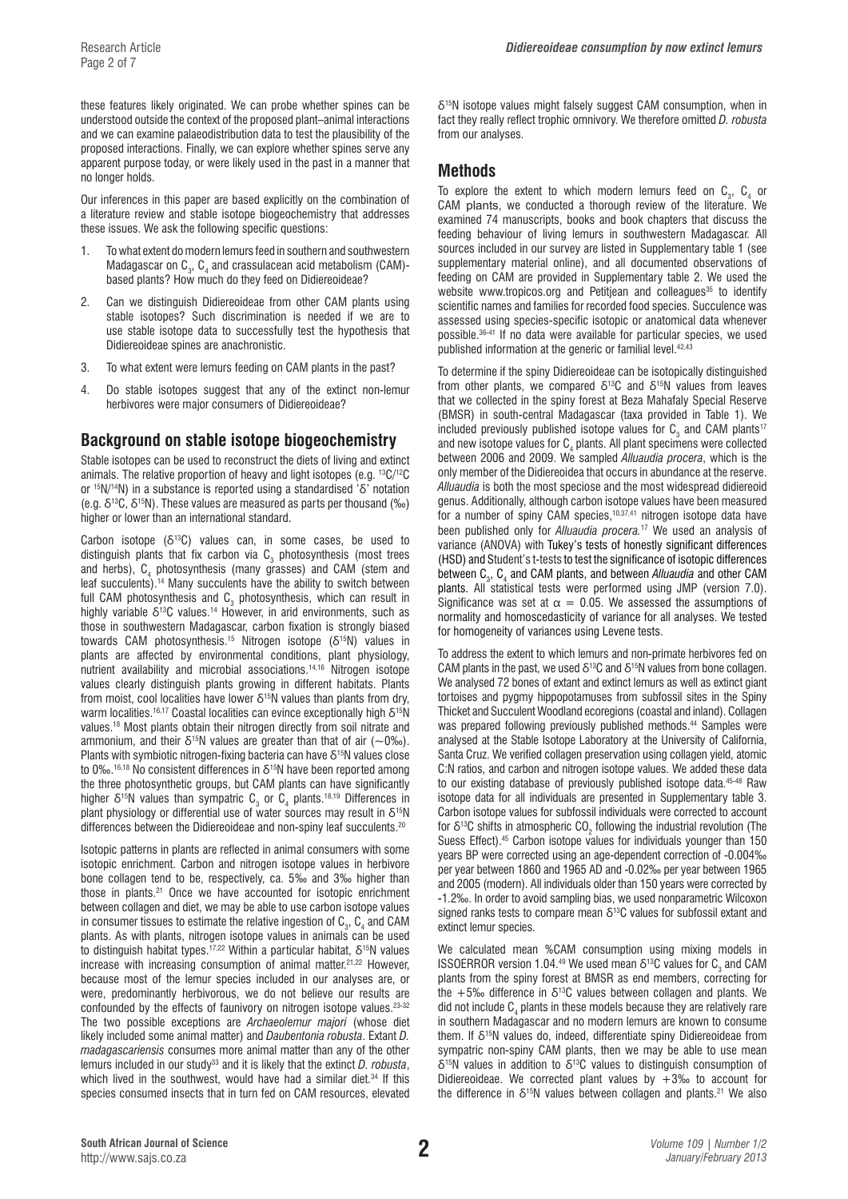these features likely originated. We can probe whether spines can be understood outside the context of the proposed plant–animal interactions and we can examine palaeodistribution data to test the plausibility of the proposed interactions. Finally, we can explore whether spines serve any apparent purpose today, or were likely used in the past in a manner that no longer holds.

Our inferences in this paper are based explicitly on the combination of a literature review and stable isotope biogeochemistry that addresses these issues. We ask the following specific questions:

1. To what extent do modern lemurs feed in southern and southwestern Madagascar on $C_3$, $C_4$ and crassulacean acid metabolism (CAM)-based plants? How much do they feed on Didiereoideae?
2. Can we distinguish Didiereoideae from other CAM plants using stable isotopes? Such discrimination is needed if we are to use stable isotope data to successfully test the hypothesis that Didiereoideae spines are anachronistic.
3. To what extent were lemurs feeding on CAM plants in the past?
4. Do stable isotopes suggest that any of the extinct non-lemur herbivores were major consumers of Didiereoideae?

## Background on stable isotope biogeochemistry

Stable isotopes can be used to reconstruct the diets of living and extinct animals. The relative proportion of heavy and light isotopes (e.g. $^{13}C/^{12}C$ or $^{15}N/^{14}N$) in a substance is reported using a standardised 'δ' notation (e.g. $\delta^{13}C$, $\delta^{15}N$). These values are measured as parts per thousand (‰) higher or lower than an international standard.

Carbon isotope ($\delta^{13}C$) values can, in some cases, be used to distinguish plants that fix carbon via $C_3$ photosynthesis (most trees and herbs), $C_4$ photosynthesis (many grasses) and CAM (stem and leaf succulents).[14] Many succulents have the ability to switch between full CAM photosynthesis and $C_3$ photosynthesis, which can result in highly variable $\delta^{13}C$ values.[14] However, in arid environments, such as those in southwestern Madagascar, carbon fixation is strongly biased towards CAM photosynthesis.[15] Nitrogen isotope ($\delta^{15}N$) values in plants are affected by environmental conditions, plant physiology, nutrient availability and microbial associations.[14,16] Nitrogen isotope values clearly distinguish plants growing in different habitats. Plants from moist, cool localities have lower $\delta^{15}N$ values than plants from dry, warm localities.[16,17] Coastal localities can evince exceptionally high $\delta^{15}N$ values.[18] Most plants obtain their nitrogen directly from soil nitrate and ammonium, and their $\delta^{15}N$ values are greater than that of air (~0‰). Plants with symbiotic nitrogen-fixing bacteria can have $\delta^{15}N$ values close to 0‰.[16,18] No consistent differences in $\delta^{15}N$ have been reported among the three photosynthetic groups, but CAM plants can have significantly higher $\delta^{15}N$ values than sympatric $C_3$ or $C_4$ plants.[18,19] Differences in plant physiology or differential use of water sources may result in $\delta^{15}N$ differences between the Didiereoideae and non-spiny leaf succulents.[20]

Isotopic patterns in plants are reflected in animal consumers with some isotopic enrichment. Carbon and nitrogen isotope values in herbivore bone collagen tend to be, respectively, ca. 5‰ and 3‰ higher than those in plants.[21] Once we have accounted for isotopic enrichment between collagen and diet, we may be able to use carbon isotope values in consumer tissues to estimate the relative ingestion of $C_3$, $C_4$ and CAM plants. As with plants, nitrogen isotope values in animals can be used to distinguish habitat types.[17,22] Within a particular habitat, $\delta^{15}N$ values increase with increasing consumption of animal matter.[21,22] However, because most of the lemur species included in our analyses are, or were, predominantly herbivorous, we do not believe our results are confounded by the effects of faunivory on nitrogen isotope values.[23-32] The two possible exceptions are *Archaeolemur majori* (whose diet likely included some animal matter) and *Daubentonia robusta*. Extant *D. madagascariensis* consumes more animal matter than any of the other lemurs included in our study[33] and it is likely that the extinct *D. robusta*, which lived in the southwest, would have had a similar diet.[34] If this species consumed insects that in turn fed on CAM resources, elevated $\delta^{15}N$ isotope values might falsely suggest CAM consumption, when in fact they really reflect trophic omnivory. We therefore omitted *D. robusta* from our analyses.

## Methods

To explore the extent to which modern lemurs feed on $C_3$, $C_4$ or CAM plants, we conducted a thorough review of the literature. We examined 74 manuscripts, books and book chapters that discuss the feeding behaviour of living lemurs in southwestern Madagascar. All sources included in our survey are listed in Supplementary table 1 (see supplementary material online), and all documented observations of feeding on CAM are provided in Supplementary table 2. We used the website www.tropicos.org and Petitjean and colleagues[35] to identify scientific names and families for recorded food species. Succulence was assessed using species-specific isotopic or anatomical data whenever possible.[36-41] If no data were available for particular species, we used published information at the generic or familial level.[42,43]

To determine if the spiny Didiereoideae can be isotopically distinguished from other plants, we compared $\delta^{13}C$ and $\delta^{15}N$ values from leaves that we collected in the spiny forest at Beza Mahafaly Special Reserve (BMSR) in south-central Madagascar (taxa provided in Table 1). We included previously published isotope values for $C_3$ and CAM plants[17] and new isotope values for $C_4$ plants. All plant specimens were collected between 2006 and 2009. We sampled *Alluaudia procera*, which is the only member of the Didiereoidea that occurs in abundance at the reserve. *Alluaudia* is both the most speciose and the most widespread didiereoid genus. Additionally, although carbon isotope values have been measured for a number of spiny CAM species,[10,37,41] nitrogen isotope data have been published only for *Alluaudia procera*.[17] We used an analysis of variance (ANOVA) with Tukey's tests of honestly significant differences (HSD) and Student's t-tests to test the significance of isotopic differences between $C_3$, $C_4$ and CAM plants, and between *Alluaudia* and other CAM plants. All statistical tests were performed using JMP (version 7.0). Significance was set at $\alpha = 0.05$. We assessed the assumptions of normality and homoscedasticity of variance for all analyses. We tested for homogeneity of variances using Levene tests.

To address the extent to which lemurs and non-primate herbivores fed on CAM plants in the past, we used $\delta^{13}C$ and $\delta^{15}N$ values from bone collagen. We analysed 72 bones of extant and extinct lemurs as well as extinct giant tortoises and pygmy hippopotamuses from subfossil sites in the Spiny Thicket and Succulent Woodland ecoregions (coastal and inland). Collagen was prepared following previously published methods.[44] Samples were analysed at the Stable Isotope Laboratory at the University of California, Santa Cruz. We verified collagen preservation using collagen yield, atomic C:N ratios, and carbon and nitrogen isotope values. We added these data to our existing database of previously published isotope data.[45-48] Raw isotope data for all individuals are presented in Supplementary table 3. Carbon isotope values for subfossil individuals were corrected to account for $\delta^{13}C$ shifts in atmospheric $CO_2$ following the industrial revolution (The Suess Effect).[45] Carbon isotope values for individuals younger than 150 years BP were corrected using an age-dependent correction of -0.004‰ per year between 1860 and 1965 AD and -0.02‰ per year between 1965 and 2005 (modern). All individuals older than 150 years were corrected by -1.2‰. In order to avoid sampling bias, we used nonparametric Wilcoxon signed ranks tests to compare mean $\delta^{13}C$ values for subfossil extant and extinct lemur species.

We calculated mean %CAM consumption using mixing models in ISSOERROR version 1.04.[49] We used mean $\delta^{13}C$ values for $C_3$ and CAM plants from the spiny forest at BMSR as end members, correcting for the +5‰ difference in $\delta^{13}C$ values between collagen and plants. We did not include $C_4$ plants in these models because they are relatively rare in southern Madagascar and no modern lemurs are known to consume them. If $\delta^{15}N$ values do, indeed, differentiate spiny Didiereoideae from sympatric non-spiny CAM plants, then we may be able to use mean $\delta^{15}N$ values in addition to $\delta^{13}C$ values to distinguish consumption of Didiereoideae. We corrected plant values by +3‰ to account for the difference in $\delta^{15}N$ values between collagen and plants.[21] We also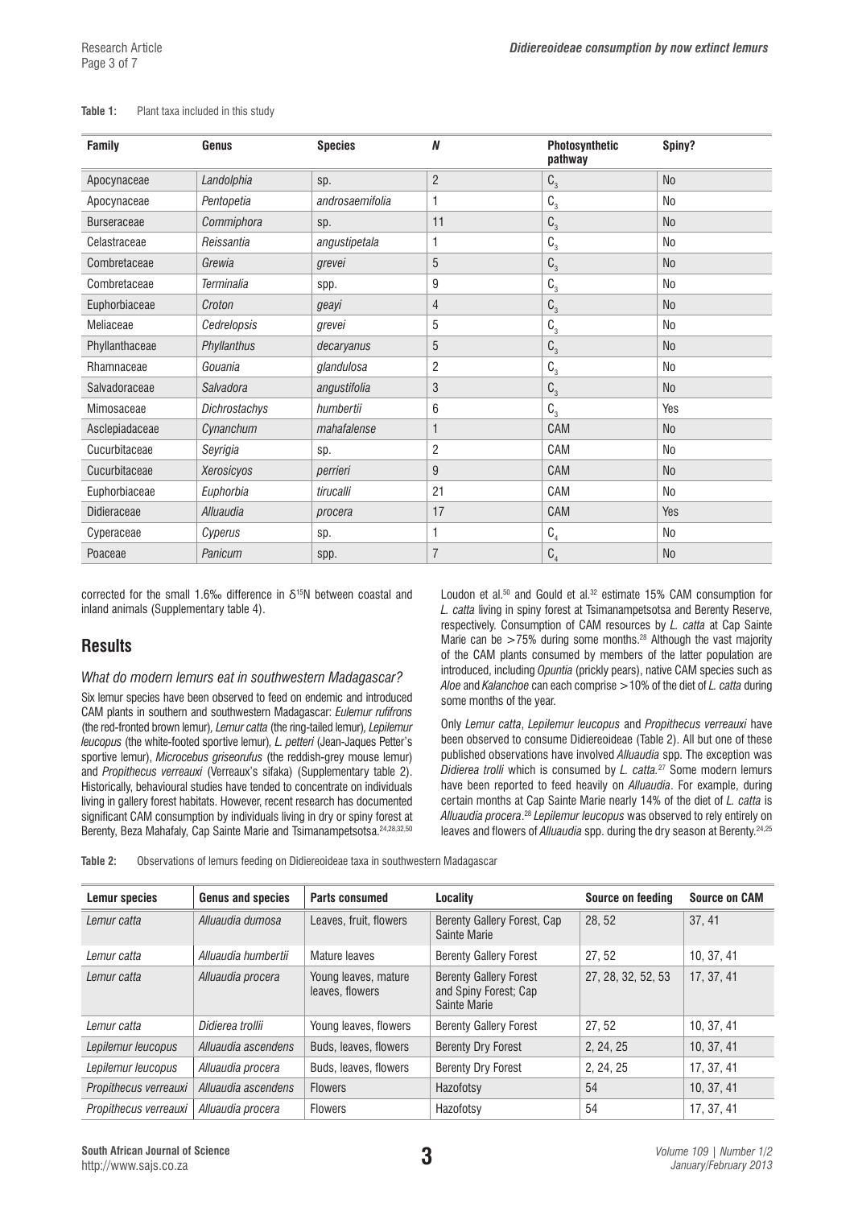**Table 1:** Plant taxa included in this study

| Family | Genus | Species | N | Photosynthetic pathway | Spiny? |
|---|---|---|---|---|---|
| Apocynaceae | *Landolphia* | sp. | 2 | $C_3$ | No |
| Apocynaceae | *Pentopetia* | *androsaemifolia* | 1 | $C_3$ | No |
| Burseraceae | *Commiphora* | sp. | 11 | $C_3$ | No |
| Celastraceae | *Reissantia* | *angustipetala* | 1 | $C_3$ | No |
| Combretaceae | *Grewia* | *grevei* | 5 | $C_3$ | No |
| Combretaceae | *Terminalia* | spp. | 9 | $C_3$ | No |
| Euphorbiaceae | *Croton* | *geayi* | 4 | $C_3$ | No |
| Meliaceae | *Cedrelopsis* | *grevei* | 5 | $C_3$ | No |
| Phyllanthaceae | *Phyllanthus* | *decaryanus* | 5 | $C_3$ | No |
| Rhamnaceae | *Gouania* | *glandulosa* | 2 | $C_3$ | No |
| Salvadoraceae | *Salvadora* | *angustifolia* | 3 | $C_3$ | No |
| Mimosaceae | *Dichrostachys* | *humbertii* | 6 | $C_3$ | Yes |
| Asclepiadaceae | *Cynanchum* | *mahafalense* | 1 | CAM | No |
| Cucurbitaceae | *Seyrigia* | sp. | 2 | CAM | No |
| Cucurbitaceae | *Xerosicyos* | *perrieri* | 9 | CAM | No |
| Euphorbiaceae | *Euphorbia* | *tirucalli* | 21 | CAM | No |
| Didieraceae | *Alluaudia* | *procera* | 17 | CAM | Yes |
| Cyperaceae | *Cyperus* | sp. | 1 | $C_4$ | No |
| Poaceae | *Panicum* | spp. | 7 | $C_4$ | No |

corrected for the small 1.6‰ difference in $\delta^{15}N$ between coastal and inland animals (Supplementary table 4).

## Results

### *What do modern lemurs eat in southwestern Madagascar?*

Six lemur species have been observed to feed on endemic and introduced CAM plants in southern and southwestern Madagascar: *Eulemur rufifrons* (the red-fronted brown lemur), *Lemur catta* (the ring-tailed lemur), *Lepilemur leucopus* (the white-footed sportive lemur), *L. petteri* (Jean-Jaques Petter's sportive lemur), *Microcebus griseorufus* (the reddish-grey mouse lemur) and *Propithecus verreauxi* (Verreaux's sifaka) (Supplementary table 2). Historically, behavioural studies have tended to concentrate on individuals living in gallery forest habitats. However, recent research has documented significant CAM consumption by individuals living in dry or spiny forest at Berenty, Beza Mahafaly, Cap Sainte Marie and Tsimanampetsotsa.[24,28,32,50] Loudon et al.[50] and Gould et al.[32] estimate 15% CAM consumption for *L. catta* living in spiny forest at Tsimanampetsotsa and Berenty Reserve, respectively. Consumption of CAM resources by *L. catta* at Cap Sainte Marie can be >75% during some months.[28] Although the vast majority of the CAM plants consumed by members of the latter population are introduced, including *Opuntia* (prickly pears), native CAM species such as *Aloe* and *Kalanchoe* can each comprise >10% of the diet of *L. catta* during some months of the year.

Only *Lemur catta*, *Lepilemur leucopus* and *Propithecus verreauxi* have been observed to consume Didiereoideae (Table 2). All but one of these published observations have involved *Alluaudia* spp. The exception was *Didierea trolli* which is consumed by *L. catta*.[27] Some modern lemurs have been reported to feed heavily on *Alluaudia*. For example, during certain months at Cap Sainte Marie nearly 14% of the diet of *L. catta* is *Alluaudia procera*.[28] *Lepilemur leucopus* was observed to rely entirely on leaves and flowers of *Alluaudia* spp. during the dry season at Berenty.[24,25]

**Table 2:** Observations of lemurs feeding on Didiereoideae taxa in southwestern Madagascar

| Lemur species | Genus and species | Parts consumed | Locality | Source on feeding | Source on CAM |
|---|---|---|---|---|---|
| *Lemur catta* | *Alluaudia dumosa* | Leaves, fruit, flowers | Berenty Gallery Forest, Cap Sainte Marie | 28, 52 | 37, 41 |
| *Lemur catta* | *Alluaudia humbertii* | Mature leaves | Berenty Gallery Forest | 27, 52 | 10, 37, 41 |
| *Lemur catta* | *Alluaudia procera* | Young leaves, mature leaves, flowers | Berenty Gallery Forest and Spiny Forest; Cap Sainte Marie | 27, 28, 32, 52, 53 | 17, 37, 41 |
| *Lemur catta* | *Didierea trollii* | Young leaves, flowers | Berenty Gallery Forest | 27, 52 | 10, 37, 41 |
| *Lepilemur leucopus* | *Alluaudia ascendens* | Buds, leaves, flowers | Berenty Dry Forest | 2, 24, 25 | 10, 37, 41 |
| *Lepilemur leucopus* | *Alluaudia procera* | Buds, leaves, flowers | Berenty Dry Forest | 2, 24, 25 | 17, 37, 41 |
| *Propithecus verreauxi* | *Alluaudia ascendens* | Flowers | Hazofotsy | 54 | 10, 37, 41 |
| *Propithecus verreauxi* | *Alluaudia procera* | Flowers | Hazofotsy | 54 | 17, 37, 41 |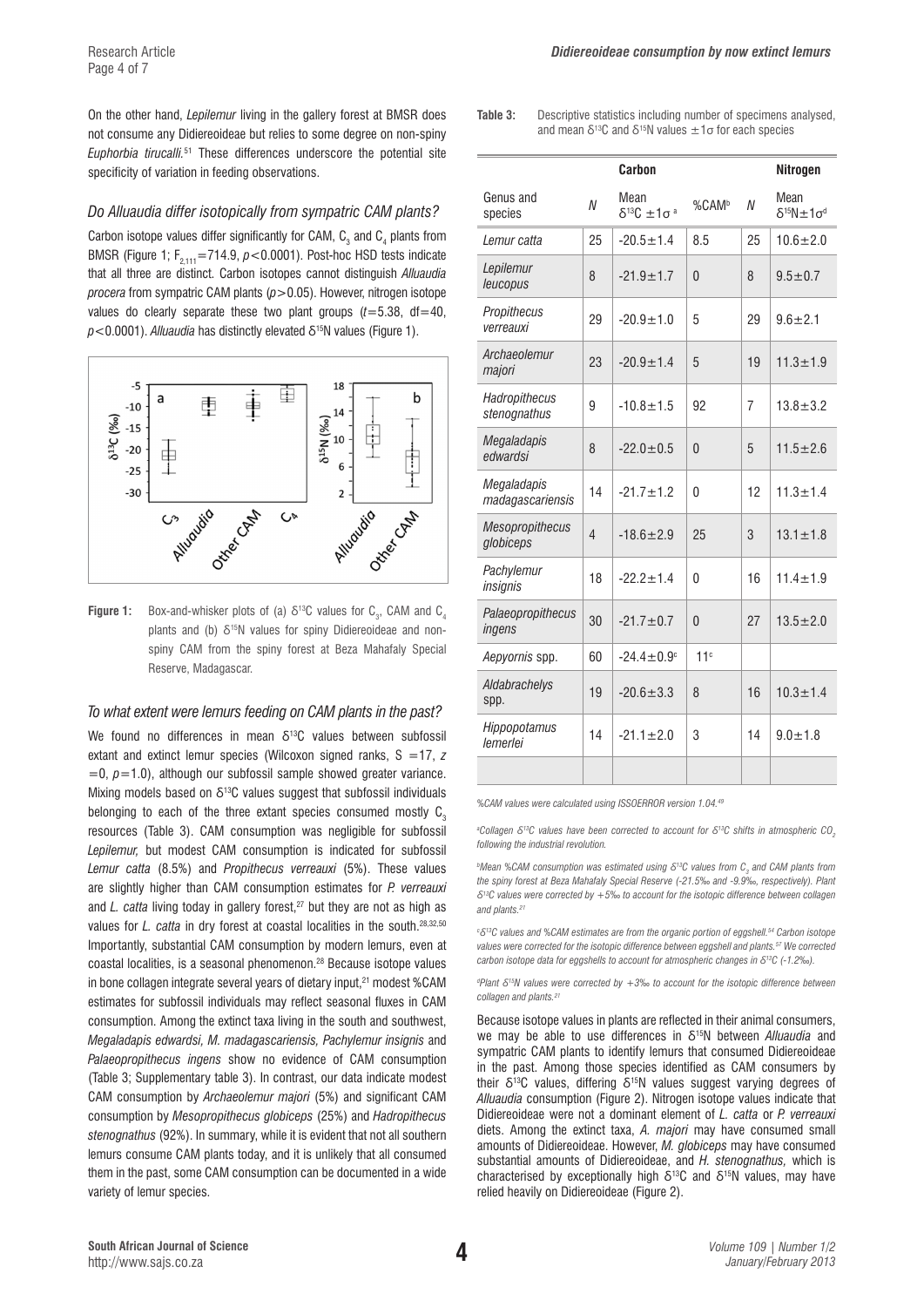On the other hand, *Lepilemur* living in the gallery forest at BMSR does not consume any Didiereoideae but relies to some degree on non-spiny *Euphorbia tirucalli*.[51] These differences underscore the potential site specificity of variation in feeding observations.

### *Do Alluaudia differ isotopically from sympatric CAM plants?*

Carbon isotope values differ significantly for CAM, $C_3$ and $C_4$ plants from BMSR (Figure 1; $F_{2,111}=714.9$, $p<0.0001$). Post-hoc HSD tests indicate that all three are distinct. Carbon isotopes cannot distinguish *Alluaudia procera* from sympatric CAM plants ($p>0.05$). However, nitrogen isotope values do clearly separate these two plant groups ($t=5.38$, df$=40$, $p<0.0001$). *Alluaudia* has distinctly elevated $\delta^{15}N$ values (Figure 1).

**Figure 1:** Box-and-whisker plots of (a) $\delta^{13}C$ values for $C_3$, CAM and $C_4$ plants and (b) $\delta^{15}N$ values for spiny Didiereoideae and non-spiny CAM from the spiny forest at Beza Mahafaly Special Reserve, Madagascar.

### *To what extent were lemurs feeding on CAM plants in the past?*

We found no differences in mean $\delta^{13}C$ values between subfossil extant and extinct lemur species (Wilcoxon signed ranks, $S=17$, $z=0$, $p=1.0$), although our subfossil sample showed greater variance. Mixing models based on $\delta^{13}C$ values suggest that subfossil individuals belonging to each of the three extant species consumed mostly $C_3$ resources (Table 3). CAM consumption was negligible for subfossil *Lepilemur,* but modest CAM consumption is indicated for subfossil *Lemur catta* (8.5%) and *Propithecus verreauxi* (5%). These values are slightly higher than CAM consumption estimates for *P. verreauxi* and *L. catta* living today in gallery forest,[27] but they are not as high as values for *L. catta* in dry forest at coastal localities in the south.[28,32,50] Importantly, substantial CAM consumption by modern lemurs, even at coastal localities, is a seasonal phenomenon.[28] Because isotope values in bone collagen integrate several years of dietary input,[21] modest %CAM estimates for subfossil individuals may reflect seasonal fluxes in CAM consumption. Among the extinct taxa living in the south and southwest, *Megaladapis edwardsi, M. madagascariensis, Pachylemur insignis* and *Palaeopropithecus ingens* show no evidence of CAM consumption (Table 3; Supplementary table 3). In contrast, our data indicate modest CAM consumption by *Archaeolemur majori* (5%) and significant CAM consumption by *Mesopropithecus globiceps* (25%) and *Hadropithecus stenognathus* (92%). In summary, while it is evident that not all southern lemurs consume CAM plants today, and it is unlikely that all consumed them in the past, some CAM consumption can be documented in a wide variety of lemur species.

**Table 3:** Descriptive statistics including number of specimens analysed, and mean $\delta^{13}C$ and $\delta^{15}N$ values $\pm1\sigma$ for each species

| | Carbon | | | Nitrogen | |
|---|---|---|---|---|---|
| Genus and species | *N* | Mean $\delta^{13}C\pm1\sigma$ [a] | %CAM[b] | *N* | Mean $\delta^{15}N\pm1\sigma$[d] |
| *Lemur catta* | 25 | -20.5±1.4 | 8.5 | 25 | 10.6±2.0 |
| *Lepilemur leucopus* | 8 | -21.9±1.7 | 0 | 8 | 9.5±0.7 |
| *Propithecus verreauxi* | 29 | -20.9±1.0 | 5 | 29 | 9.6±2.1 |
| *Archaeolemur majori* | 23 | -20.9±1.4 | 5 | 19 | 11.3±1.9 |
| *Hadropithecus stenognathus* | 9 | -10.8±1.5 | 92 | 7 | 13.8±3.2 |
| *Megaladapis edwardsi* | 8 | -22.0±0.5 | 0 | 5 | 11.5±2.6 |
| *Megaladapis madagascariensis* | 14 | -21.7±1.2 | 0 | 12 | 11.3±1.4 |
| *Mesopropithecus globiceps* | 4 | -18.6±2.9 | 25 | 3 | 13.1±1.8 |
| *Pachylemur insignis* | 18 | -22.2±1.4 | 0 | 16 | 11.4±1.9 |
| *Palaeopropithecus ingens* | 30 | -21.7±0.7 | 0 | 27 | 13.5±2.0 |
| *Aepyornis* spp. | 60 | -24.4±0.9[c] | 11[c] | | |
| *Aldabrachelys* spp. | 19 | -20.6±3.3 | 8 | 16 | 10.3±1.4 |
| *Hippopotamus lemerlei* | 14 | -21.1±2.0 | 3 | 14 | 9.0±1.8 |

*%CAM values were calculated using ISSOERROR version 1.04.[49]*

[a]*Collagen $\delta^{13}C$ values have been corrected to account for $\delta^{13}C$ shifts in atmospheric $CO_2$ following the industrial revolution.*

[b]*Mean %CAM consumption was estimated using $\delta^{13}C$ values from $C_3$ and CAM plants from the spiny forest at Beza Mahafaly Special Reserve (-21.5‰ and -9.9‰, respectively). Plant $\delta^{13}C$ values were corrected by +5‰ to account for the isotopic difference between collagen and plants.[21]*

[c]*$\delta^{13}C$ values and %CAM estimates are from the organic portion of eggshell.[54] Carbon isotope values were corrected for the isotopic difference between eggshell and plants.[57] We corrected carbon isotope data for eggshells to account for atmospheric changes in $\delta^{13}C$ (-1.2‰).*

[d]*Plant $\delta^{15}N$ values were corrected by +3‰ to account for the isotopic difference between collagen and plants.[21]*

Because isotope values in plants are reflected in their animal consumers, we may be able to use differences in $\delta^{15}N$ between *Alluaudia* and sympatric CAM plants to identify lemurs that consumed Didiereoideae in the past. Among those species identified as CAM consumers by their $\delta^{13}C$ values, differing $\delta^{15}N$ values suggest varying degrees of *Alluaudia* consumption (Figure 2). Nitrogen isotope values indicate that Didiereoideae were not a dominant element of *L. catta* or *P. verreauxi* diets. Among the extinct taxa, *A. majori* may have consumed small amounts of Didiereoideae. However, *M. globiceps* may have consumed substantial amounts of Didiereoideae, and *H. stenognathus,* which is characterised by exceptionally high $\delta^{13}C$ and $\delta^{15}N$ values, may have relied heavily on Didiereoideae (Figure 2).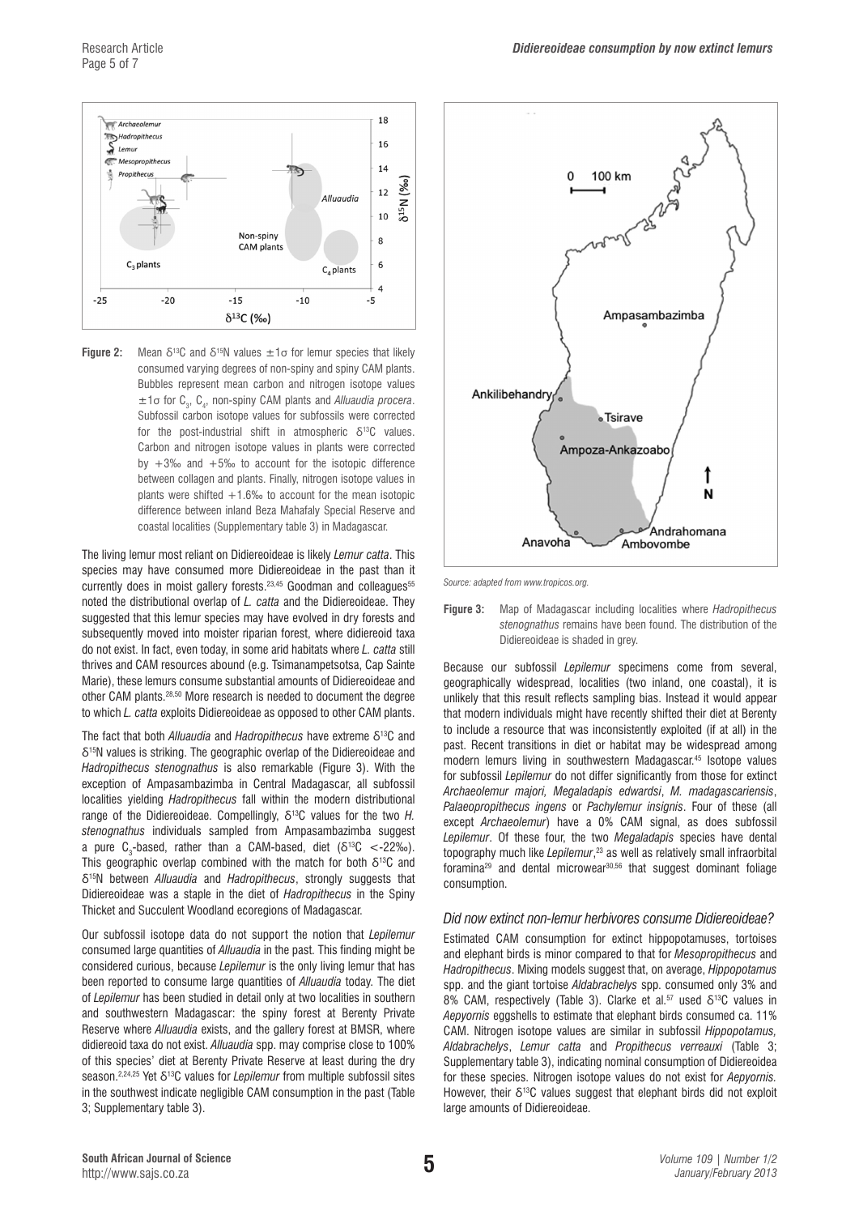**Figure 2:** Mean $\delta^{13}C$ and $\delta^{15}N$ values $\pm 1\sigma$ for lemur species that likely consumed varying degrees of non-spiny and spiny CAM plants. Bubbles represent mean carbon and nitrogen isotope values $\pm 1\sigma$ for $C_3$, $C_4$, non-spiny CAM plants and *Alluaudia procera*. Subfossil carbon isotope values for subfossils were corrected for the post-industrial shift in atmospheric $\delta^{13}C$ values. Carbon and nitrogen isotope values in plants were corrected by +3‰ and +5‰ to account for the isotopic difference between collagen and plants. Finally, nitrogen isotope values in plants were shifted +1.6‰ to account for the mean isotopic difference between inland Beza Mahafaly Special Reserve and coastal localities (Supplementary table 3) in Madagascar.

The living lemur most reliant on Didiereoideae is likely *Lemur catta*. This species may have consumed more Didiereoideae in the past than it currently does in moist gallery forests.[23,45] Goodman and colleagues[55] noted the distributional overlap of *L. catta* and the Didiereoideae. They suggested that this lemur species may have evolved in dry forests and subsequently moved into moister riparian forest, where didiereoid taxa do not exist. In fact, even today, in some arid habitats where *L. catta* still thrives and CAM resources abound (e.g. Tsimanampetsotsa, Cap Sainte Marie), these lemurs consume substantial amounts of Didiereoideae and other CAM plants.[28,50] More research is needed to document the degree to which *L. catta* exploits Didiereoideae as opposed to other CAM plants.

The fact that both *Alluaudia* and *Hadropithecus* have extreme $\delta^{13}C$ and $\delta^{15}N$ values is striking. The geographic overlap of the Didiereoideae and *Hadropithecus stenognathus* is also remarkable (Figure 3). With the exception of Ampasambazimba in Central Madagascar, all subfossil localities yielding *Hadropithecus* fall within the modern distributional range of the Didiereoideae. Compellingly, $\delta^{13}C$ values for the two *H. stenognathus* individuals sampled from Ampasambazimba suggest a pure $C_3$-based, rather than a CAM-based, diet ($\delta^{13}C < -22$‰). This geographic overlap combined with the match for both $\delta^{13}C$ and $\delta^{15}N$ between *Alluaudia* and *Hadropithecus*, strongly suggests that Didiereoideae was a staple in the diet of *Hadropithecus* in the Spiny Thicket and Succulent Woodland ecoregions of Madagascar.

Our subfossil isotope data do not support the notion that *Lepilemur* consumed large quantities of *Alluaudia* in the past. This finding might be considered curious, because *Lepilemur* is the only living lemur that has been reported to consume large quantities of *Alluaudia* today. The diet of *Lepilemur* has been studied in detail only at two localities in southern and southwestern Madagascar: the spiny forest at Berenty Private Reserve where *Alluaudia* exists, and the gallery forest at BMSR, where didiereoid taxa do not exist. *Alluaudia* spp. may comprise close to 100% of this species' diet at Berenty Private Reserve at least during the dry season.[2,24,25] Yet $\delta^{13}C$ values for *Lepilemur* from multiple subfossil sites in the southwest indicate negligible CAM consumption in the past (Table 3; Supplementary table 3).

*Source: adapted from www.tropicos.org.*

**Figure 3:** Map of Madagascar including localities where *Hadropithecus stenognathus* remains have been found. The distribution of the Didiereoideae is shaded in grey.

Because our subfossil *Lepilemur* specimens come from several, geographically widespread, localities (two inland, one coastal), it is unlikely that this result reflects sampling bias. Instead it would appear that modern individuals might have recently shifted their diet at Berenty to include a resource that was inconsistently exploited (if at all) in the past. Recent transitions in diet or habitat may be widespread among modern lemurs living in southwestern Madagascar.[45] Isotope values for subfossil *Lepilemur* do not differ significantly from those for extinct *Archaeolemur majori, Megaladapis edwardsi*, *M. madagascariensis*, *Palaeopropithecus ingens* or *Pachylemur insignis*. Four of these (all except *Archaeolemur*) have a 0% CAM signal, as does subfossil *Lepilemur*. Of these four, the two *Megaladapis* species have dental topography much like *Lepilemur*,[23] as well as relatively small infraorbital foramina[29] and dental microwear[30,56] that suggest dominant foliage consumption.

### *Did now extinct non-lemur herbivores consume Didiereoideae?*

Estimated CAM consumption for extinct hippopotamuses, tortoises and elephant birds is minor compared to that for *Mesopropithecus* and *Hadropithecus*. Mixing models suggest that, on average, *Hippopotamus* spp. and the giant tortoise *Aldabrachelys* spp. consumed only 3% and 8% CAM, respectively (Table 3). Clarke et al.[57] used $\delta^{13}C$ values in *Aepyornis* eggshells to estimate that elephant birds consumed ca. 11% CAM. Nitrogen isotope values are similar in subfossil *Hippopotamus, Aldabrachelys*, *Lemur catta* and *Propithecus verreauxi* (Table 3; Supplementary table 3), indicating nominal consumption of Didiereoidea for these species. Nitrogen isotope values do not exist for *Aepyornis.* However, their $\delta^{13}C$ values suggest that elephant birds did not exploit large amounts of Didiereoideae.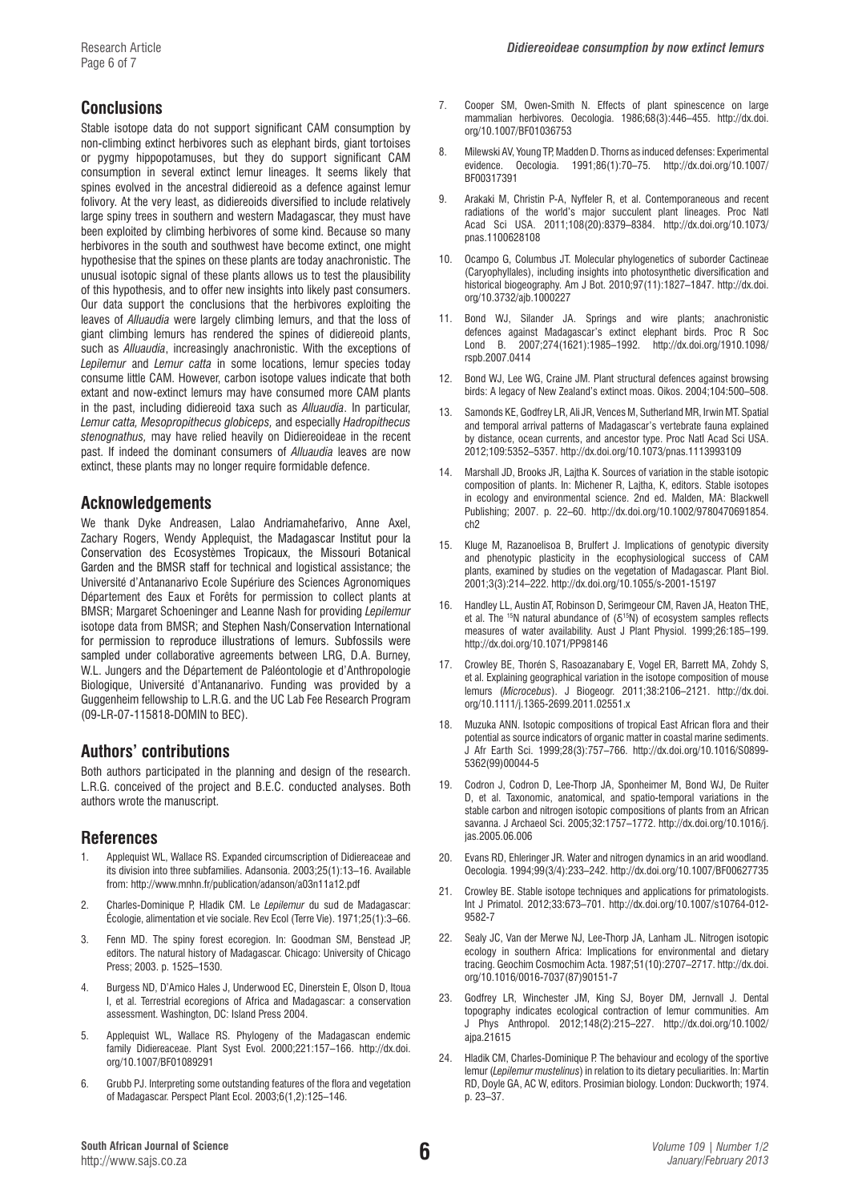## Conclusions

Stable isotope data do not support significant CAM consumption by non-climbing extinct herbivores such as elephant birds, giant tortoises or pygmy hippopotamuses, but they do support significant CAM consumption in several extinct lemur lineages. It seems likely that spines evolved in the ancestral didiereoid as a defence against lemur folivory. At the very least, as didiereoids diversified to include relatively large spiny trees in southern and western Madagascar, they must have been exploited by climbing herbivores of some kind. Because so many herbivores in the south and southwest have become extinct, one might hypothesise that the spines on these plants are today anachronistic. The unusual isotopic signal of these plants allows us to test the plausibility of this hypothesis, and to offer new insights into likely past consumers. Our data support the conclusions that the herbivores exploiting the leaves of *Alluaudia* were largely climbing lemurs, and that the loss of giant climbing lemurs has rendered the spines of didiereoid plants, such as *Alluaudia*, increasingly anachronistic. With the exceptions of *Lepilemur* and *Lemur catta* in some locations, lemur species today consume little CAM. However, carbon isotope values indicate that both extant and now-extinct lemurs may have consumed more CAM plants in the past, including didiereoid taxa such as *Alluaudia*. In particular, *Lemur catta, Mesopropithecus globiceps,* and especially *Hadropithecus stenognathus,* may have relied heavily on Didiereoideae in the recent past. If indeed the dominant consumers of *Alluaudia* leaves are now extinct, these plants may no longer require formidable defence.

## Acknowledgements

We thank Dyke Andreasen, Lalao Andriamahefarivo, Anne Axel, Zachary Rogers, Wendy Applequist, the Madagascar Institut pour la Conservation des Ecosystèmes Tropicaux, the Missouri Botanical Garden and the BMSR staff for technical and logistical assistance; the Université d'Antananarivo Ecole Supériure des Sciences Agronomiques Département des Eaux et Forêts for permission to collect plants at BMSR; Margaret Schoeninger and Leanne Nash for providing *Lepilemur* isotope data from BMSR; and Stephen Nash/Conservation International for permission to reproduce illustrations of lemurs. Subfossils were sampled under collaborative agreements between LRG, D.A. Burney, W.L. Jungers and the Département de Paléontologie et d'Anthropologie Biologique, Université d'Antananarivo. Funding was provided by a Guggenheim fellowship to L.R.G. and the UC Lab Fee Research Program (09-LR-07-115818-DOMIN to BEC).

## Authors' contributions

Both authors participated in the planning and design of the research. L.R.G. conceived of the project and B.E.C. conducted analyses. Both authors wrote the manuscript.

## References

1. Applequist WL, Wallace RS. Expanded circumscription of Didiereaceae and its division into three subfamilies. Adansonia. 2003;25(1):13–16. Available from: http://www.mnhn.fr/publication/adanson/a03n11a12.pdf
2. Charles-Dominique P, Hladik CM. Le *Lepilemur* du sud de Madagascar: Écologie, alimentation et vie sociale. Rev Ecol (Terre Vie). 1971;25(1):3–66.
3. Fenn MD. The spiny forest ecoregion. In: Goodman SM, Benstead JP, editors. The natural history of Madagascar. Chicago: University of Chicago Press; 2003. p. 1525–1530.
4. Burgess ND, D'Amico Hales J, Underwood EC, Dinerstein E, Olson D, Itoua I, et al. Terrestrial ecoregions of Africa and Madagascar: a conservation assessment. Washington, DC: Island Press 2004.
5. Applequist WL, Wallace RS. Phylogeny of the Madagascan endemic family Didiereaceae. Plant Syst Evol. 2000;221:157–166. http://dx.doi.org/10.1007/BF01089291
6. Grubb PJ. Interpreting some outstanding features of the flora and vegetation of Madagascar. Perspect Plant Ecol. 2003;6(1,2):125–146.
7. Cooper SM, Owen-Smith N. Effects of plant spinescence on large mammalian herbivores. Oecologia. 1986;68(3):446–455. http://dx.doi.org/10.1007/BF01036753
8. Milewski AV, Young TP, Madden D. Thorns as induced defenses: Experimental evidence. Oecologia. 1991;86(1):70–75. http://dx.doi.org/10.1007/BF00317391
9. Arakaki M, Christin P-A, Nyffeler R, et al. Contemporaneous and recent radiations of the world's major succulent plant lineages. Proc Natl Acad Sci USA. 2011;108(20):8379–8384. http://dx.doi.org/10.1073/pnas.1100628108
10. Ocampo G, Columbus JT. Molecular phylogenetics of suborder Cactineae (Caryophyllales), including insights into photosynthetic diversification and historical biogeography. Am J Bot. 2010;97(11):1827–1847. http://dx.doi.org/10.3732/ajb.1000227
11. Bond WJ, Silander JA. Springs and wire plants; anachronistic defences against Madagascar's extinct elephant birds. Proc R Soc Lond B. 2007;274(1621):1985–1992. http://dx.doi.org/1910.1098/rspb.2007.0414
12. Bond WJ, Lee WG, Craine JM. Plant structural defences against browsing birds: A legacy of New Zealand's extinct moas. Oikos. 2004;104:500–508.
13. Samonds KE, Godfrey LR, Ali JR, Vences M, Sutherland MR, Irwin MT. Spatial and temporal arrival patterns of Madagascar's vertebrate fauna explained by distance, ocean currents, and ancestor type. Proc Natl Acad Sci USA. 2012;109:5352–5357. http://dx.doi.org/10.1073/pnas.1113993109
14. Marshall JD, Brooks JR, Lajtha K. Sources of variation in the stable isotopic composition of plants. In: Michener R, Lajtha, K, editors. Stable isotopes in ecology and environmental science. 2nd ed. Malden, MA: Blackwell Publishing; 2007. p. 22–60. http://dx.doi.org/10.1002/9780470691854.ch2
15. Kluge M, Razanoelisoa B, Brulfert J. Implications of genotypic diversity and phenotypic plasticity in the ecophysiological success of CAM plants, examined by studies on the vegetation of Madagascar. Plant Biol. 2001;3(3):214–222. http://dx.doi.org/10.1055/s-2001-15197
16. Handley LL, Austin AT, Robinson D, Serimgeour CM, Raven JA, Heaton THE, et al. The $^{15}$N natural abundance of ($\delta^{15}$N) of ecosystem samples reflects measures of water availability. Aust J Plant Physiol. 1999;26:185–199. http://dx.doi.org/10.1071/PP98146
17. Crowley BE, Thorén S, Rasoazanabary E, Vogel ER, Barrett MA, Zohdy S, et al. Explaining geographical variation in the isotope composition of mouse lemurs (*Microcebus*). J Biogeogr. 2011;38:2106–2121. http://dx.doi.org/10.1111/j.1365-2699.2011.02551.x
18. Muzuka ANN. Isotopic compositions of tropical East African flora and their potential as source indicators of organic matter in coastal marine sediments. J Afr Earth Sci. 1999;28(3):757–766. http://dx.doi.org/10.1016/S0899-5362(99)00044-5
19. Codron J, Codron D, Lee-Thorp JA, Sponheimer M, Bond WJ, De Ruiter D, et al. Taxonomic, anatomical, and spatio-temporal variations in the stable carbon and nitrogen isotopic compositions of plants from an African savanna. J Archaeol Sci. 2005;32:1757–1772. http://dx.doi.org/10.1016/j.jas.2005.06.006
20. Evans RD, Ehleringer JR. Water and nitrogen dynamics in an arid woodland. Oecologia. 1994;99(3/4):233–242. http://dx.doi.org/10.1007/BF00627735
21. Crowley BE. Stable isotope techniques and applications for primatologists. Int J Primatol. 2012;33:673–701. http://dx.doi.org/10.1007/s10764-012-9582-7
22. Sealy JC, Van der Merwe NJ, Lee-Thorp JA, Lanham JL. Nitrogen isotopic ecology in southern Africa: Implications for environmental and dietary tracing. Geochim Cosmochim Acta. 1987;51(10):2707–2717. http://dx.doi.org/10.1016/0016-7037(87)90151-7
23. Godfrey LR, Winchester JM, King SJ, Boyer DM, Jernvall J. Dental topography indicates ecological contraction of lemur communities. Am J Phys Anthropol. 2012;148(2):215–227. http://dx.doi.org/10.1002/ajpa.21615
24. Hladik CM, Charles-Dominique P. The behaviour and ecology of the sportive lemur (*Lepilemur mustelinus*) in relation to its dietary peculiarities. In: Martin RD, Doyle GA, AC W, editors. Prosimian biology. London: Duckworth; 1974. p. 23–37.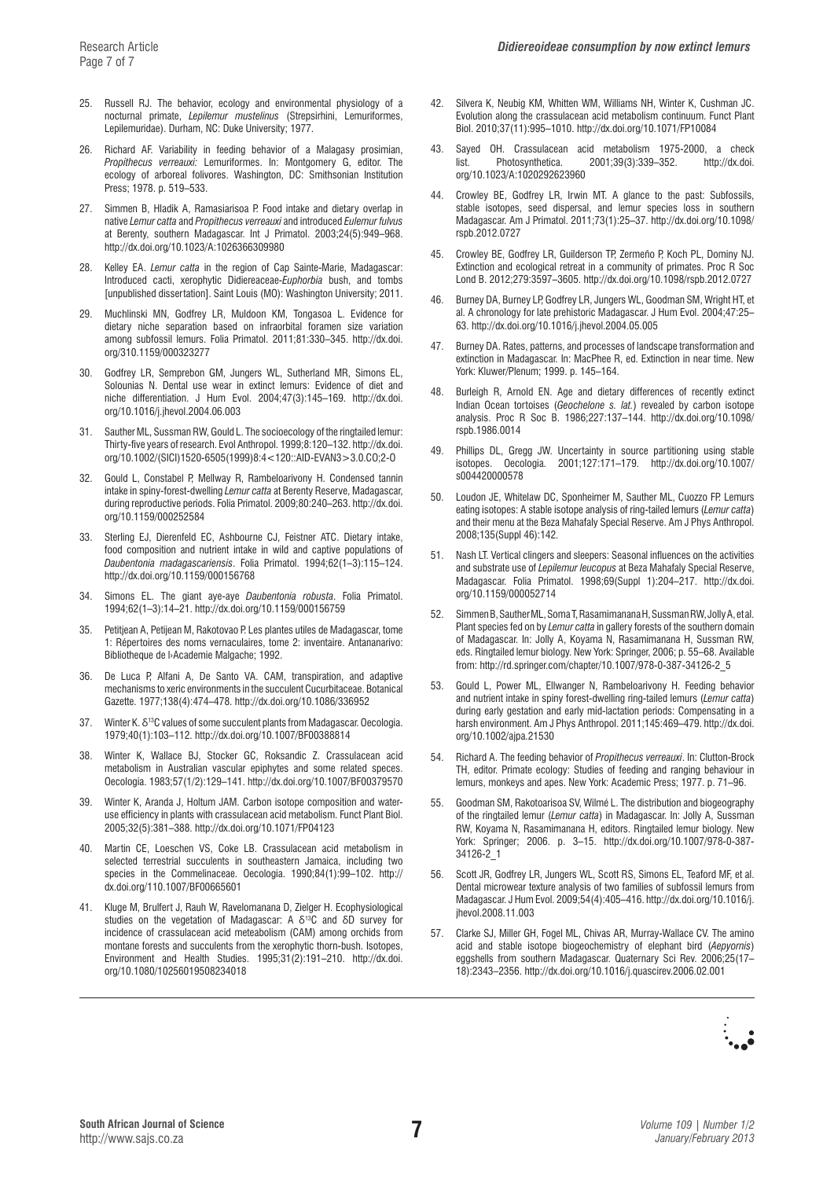25. Russell RJ. The behavior, ecology and environmental physiology of a nocturnal primate, *Lepilemur mustelinus* (Strepsirhini, Lemuriformes, Lepilemuridae). Durham, NC: Duke University; 1977.

26. Richard AF. Variability in feeding behavior of a Malagasy prosimian, *Propithecus verreauxi:* Lemuriformes. In: Montgomery G, editor. The ecology of arboreal folivores. Washington, DC: Smithsonian Institution Press; 1978. p. 519–533.

27. Simmen B, Hladik A, Ramasiarisoa P. Food intake and dietary overlap in native *Lemur catta* and *Propithecus verreauxi* and introduced *Eulemur fulvus* at Berenty, southern Madagascar. Int J Primatol. 2003;24(5):949–968. http://dx.doi.org/10.1023/A:1026366309980

28. Kelley EA. *Lemur catta* in the region of Cap Sainte-Marie, Madagascar: Introduced cacti, xerophytic Didiereaceae-*Euphorbia* bush, and tombs [unpublished dissertation]. Saint Louis (MO): Washington University; 2011.

29. Muchlinski MN, Godfrey LR, Muldoon KM, Tongasoa L. Evidence for dietary niche separation based on infraorbital foramen size variation among subfossil lemurs. Folia Primatol. 2011;81:330–345. http://dx.doi.org/310.1159/000323277

30. Godfrey LR, Semprebon GM, Jungers WL, Sutherland MR, Simons EL, Solounias N. Dental use wear in extinct lemurs: Evidence of diet and niche differentiation. J Hum Evol. 2004;47(3):145–169. http://dx.doi.org/10.1016/j.jhevol.2004.06.003

31. Sauther ML, Sussman RW, Gould L. The socioecology of the ringtailed lemur: Thirty-five years of research. Evol Anthropol. 1999;8:120–132. http://dx.doi.org/10.1002/(SICI)1520-6505(1999)8:4<120::AID-EVAN3>3.0.CO;2-O

32. Gould L, Constabel P, Mellway R, Rambeloarivony H. Condensed tannin intake in spiny-forest-dwelling *Lemur catta* at Berenty Reserve, Madagascar, during reproductive periods. Folia Primatol. 2009;80:240–263. http://dx.doi.org/10.1159/000252584

33. Sterling EJ, Dierenfeld EC, Ashbourne CJ, Feistner ATC. Dietary intake, food composition and nutrient intake in wild and captive populations of *Daubentonia madagascariensis*. Folia Primatol. 1994;62(1–3):115–124. http://dx.doi.org/10.1159/000156768

34. Simons EL. The giant aye-aye *Daubentonia robusta*. Folia Primatol. 1994;62(1–3):14–21. http://dx.doi.org/10.1159/000156759

35. Petitjean A, Petijean M, Rakotovao P. Les plantes utiles de Madagascar, tome 1: Répertoires des noms vernaculaires, tome 2: inventaire. Antananarivo: Bibliotheque de l›Academie Malgache; 1992.

36. De Luca P, Alfani A, De Santo VA. CAM, transpiration, and adaptive mechanisms to xeric environments in the succulent Cucurbitaceae. Botanical Gazette. 1977;138(4):474–478. http://dx.doi.org/10.1086/336952

37. Winter K. $\delta^{13}C$ values of some succulent plants from Madagascar. Oecologia. 1979;40(1):103–112. http://dx.doi.org/10.1007/BF00388814

38. Winter K, Wallace BJ, Stocker GC, Roksandic Z. Crassulacean acid metabolism in Australian vascular epiphytes and some related species. Oecologia. 1983;57(1/2):129–141. http://dx.doi.org/10.1007/BF00379570

39. Winter K, Aranda J, Holtum JAM. Carbon isotope composition and water-use efficiency in plants with crassulacean acid metabolism. Funct Plant Biol. 2005;32(5):381–388. http://dx.doi.org/10.1071/FP04123

40. Martin CE, Loeschen VS, Coke LB. Crassulacean acid metabolism in selected terrestrial succulents in southeastern Jamaica, including two species in the Commelinaceae. Oecologia. 1990;84(1):99–102. http://dx.doi.org/110.1007/BF00665601

41. Kluge M, Brulfert J, Rauh W, Ravelomanana D, Zielger H. Ecophysiological studies on the vegetation of Madagascar: A $\delta^{13}C$ and $\delta D$ survey for incidence of crassulacean acid meteabolism (CAM) among orchids from montane forests and succulents from the xerophytic thorn-bush. Isotopes, Environment and Health Studies. 1995;31(2):191–210. http://dx.doi.org/10.1080/10256019508234018

42. Silvera K, Neubig KM, Whitten WM, Williams NH, Winter K, Cushman JC. Evolution along the crassulacean acid metabolism continuum. Funct Plant Biol. 2010;37(11):995–1010. http://dx.doi.org/10.1071/FP10084

43. Sayed OH. Crassulacean acid metabolism 1975-2000, a check list. Photosynthetica. 2001;39(3):339–352. http://dx.doi.org/10.1023/A:1020292623960

44. Crowley BE, Godfrey LR, Irwin MT. A glance to the past: Subfossils, stable isotopes, seed dispersal, and lemur species loss in southern Madagascar. Am J Primatol. 2011;73(1):25–37. http://dx.doi.org/10.1098/rspb.2012.0727

45. Crowley BE, Godfrey LR, Guilderson TP, Zermeño P, Koch PL, Dominy NJ. Extinction and ecological retreat in a community of primates. Proc R Soc Lond B. 2012;279:3597–3605. http://dx.doi.org/10.1098/rspb.2012.0727

46. Burney DA, Burney LP, Godfrey LR, Jungers WL, Goodman SM, Wright HT, et al. A chronology for late prehistoric Madagascar. J Hum Evol. 2004;47:25–63. http://dx.doi.org/10.1016/j.jhevol.2004.05.005

47. Burney DA. Rates, patterns, and processes of landscape transformation and extinction in Madagascar. In: MacPhee R, ed. Extinction in near time. New York: Kluwer/Plenum; 1999. p. 145–164.

48. Burleigh R, Arnold EN. Age and dietary differences of recently extinct Indian Ocean tortoises (*Geochelone s. lat.*) revealed by carbon isotope analysis. Proc R Soc B. 1986;227:137–144. http://dx.doi.org/10.1098/rspb.1986.0014

49. Phillips DL, Gregg JW. Uncertainty in source partitioning using stable isotopes. Oecologia. 2001;127:171–179. http://dx.doi.org/10.1007/s004420000578

50. Loudon JE, Whitelaw DC, Sponheimer M, Sauther ML, Cuozzo FP. Lemurs eating isotopes: A stable isotope analysis of ring-tailed lemurs (*Lemur catta*) and their menu at the Beza Mahafaly Special Reserve. Am J Phys Anthropol. 2008;135(Suppl 46):142.

51. Nash LT. Vertical clingers and sleepers: Seasonal influences on the activities and substrate use of *Lepilemur leucopus* at Beza Mahafaly Special Reserve, Madagascar. Folia Primatol. 1998;69(Suppl 1):204–217. http://dx.doi.org/10.1159/000052714

52. Simmen B, Sauther ML, Soma T, Rasamimanana H, Sussman RW, Jolly A, et al. Plant species fed on by *Lemur catta* in gallery forests of the southern domain of Madagascar. In: Jolly A, Koyama N, Rasamimanana H, Sussman RW, eds. Ringtailed lemur biology. New York: Springer, 2006; p. 55–68. Available from: http://rd.springer.com/chapter/10.1007/978-0-387-34126-2_5

53. Gould L, Power ML, Ellwanger N, Rambeloarivony H. Feeding behavior and nutrient intake in spiny forest-dwelling ring-tailed lemurs (*Lemur catta*) during early gestation and early mid-lactation periods: Compensating in a harsh environment. Am J Phys Anthropol. 2011;145:469–479. http://dx.doi.org/10.1002/ajpa.21530

54. Richard A. The feeding behavior of *Propithecus verreauxi*. In: Clutton-Brock TH, editor. Primate ecology: Studies of feeding and ranging behaviour in lemurs, monkeys and apes. New York: Academic Press; 1977. p. 71–96.

55. Goodman SM, Rakotoarisoa SV, Wilmé L. The distribution and biogeography of the ringtailed lemur (*Lemur catta*) in Madagascar. In: Jolly A, Sussman RW, Koyama N, Rasamimanana H, editors. Ringtailed lemur biology. New York: Springer; 2006. p. 3–15. http://dx.doi.org/10.1007/978-0-387-34126-2_1

56. Scott JR, Godfrey LR, Jungers WL, Scott RS, Simons EL, Teaford MF, et al. Dental microwear texture analysis of two families of subfossil lemurs from Madagascar. J Hum Evol. 2009;54(4):405–416. http://dx.doi.org/10.1016/j.jhevol.2008.11.003

57. Clarke SJ, Miller GH, Fogel ML, Chivas AR, Murray-Wallace CV. The amino acid and stable isotope biogeochemistry of elephant bird (*Aepyornis*) eggshells from southern Madagascar. Quaternary Sci Rev. 2006;25(17–18):2343–2356. http://dx.doi.org/10.1016/j.quascirev.2006.02.001